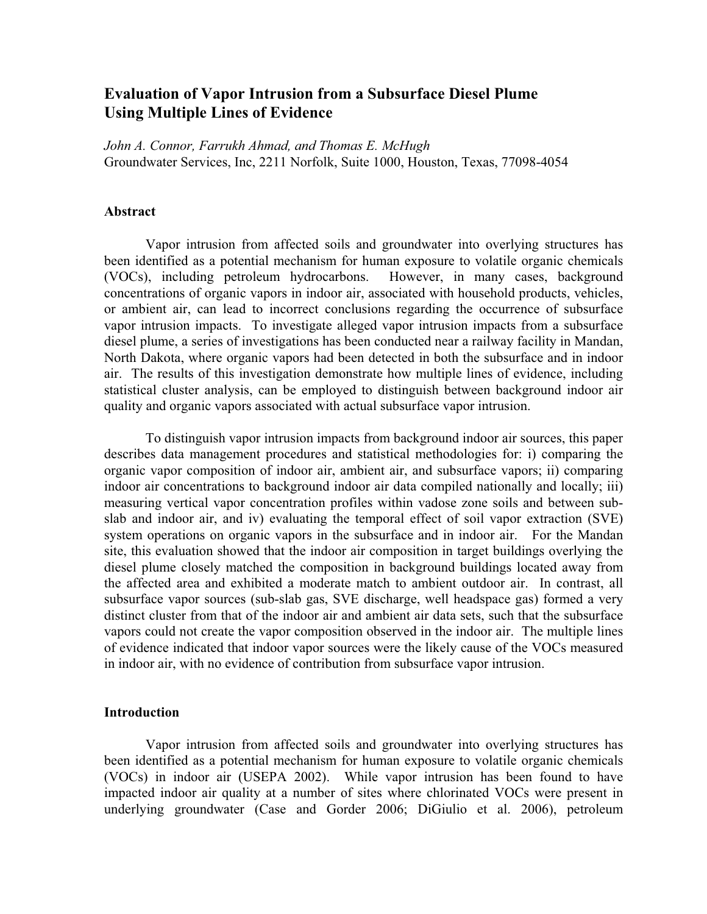# Evaluation of Vapor Intrusion from a Subsurface Diesel Plume Using Multiple Lines of Evidence

*John A. Connor, Farrukh Ahmad, and Thomas E. McHugh*
Groundwater Services, Inc, 2211 Norfolk, Suite 1000, Houston, Texas, 77098-4054

## Abstract

Vapor intrusion from affected soils and groundwater into overlying structures has been identified as a potential mechanism for human exposure to volatile organic chemicals (VOCs), including petroleum hydrocarbons. However, in many cases, background concentrations of organic vapors in indoor air, associated with household products, vehicles, or ambient air, can lead to incorrect conclusions regarding the occurrence of subsurface vapor intrusion impacts. To investigate alleged vapor intrusion impacts from a subsurface diesel plume, a series of investigations has been conducted near a railway facility in Mandan, North Dakota, where organic vapors had been detected in both the subsurface and in indoor air. The results of this investigation demonstrate how multiple lines of evidence, including statistical cluster analysis, can be employed to distinguish between background indoor air quality and organic vapors associated with actual subsurface vapor intrusion.

To distinguish vapor intrusion impacts from background indoor air sources, this paper describes data management procedures and statistical methodologies for: i) comparing the organic vapor composition of indoor air, ambient air, and subsurface vapors; ii) comparing indoor air concentrations to background indoor air data compiled nationally and locally; iii) measuring vertical vapor concentration profiles within vadose zone soils and between sub-slab and indoor air, and iv) evaluating the temporal effect of soil vapor extraction (SVE) system operations on organic vapors in the subsurface and in indoor air. For the Mandan site, this evaluation showed that the indoor air composition in target buildings overlying the diesel plume closely matched the composition in background buildings located away from the affected area and exhibited a moderate match to ambient outdoor air. In contrast, all subsurface vapor sources (sub-slab gas, SVE discharge, well headspace gas) formed a very distinct cluster from that of the indoor air and ambient air data sets, such that the subsurface vapors could not create the vapor composition observed in the indoor air. The multiple lines of evidence indicated that indoor vapor sources were the likely cause of the VOCs measured in indoor air, with no evidence of contribution from subsurface vapor intrusion.

## Introduction

Vapor intrusion from affected soils and groundwater into overlying structures has been identified as a potential mechanism for human exposure to volatile organic chemicals (VOCs) in indoor air (USEPA 2002). While vapor intrusion has been found to have impacted indoor air quality at a number of sites where chlorinated VOCs were present in underlying groundwater (Case and Gorder 2006; DiGiulio et al. 2006), petroleum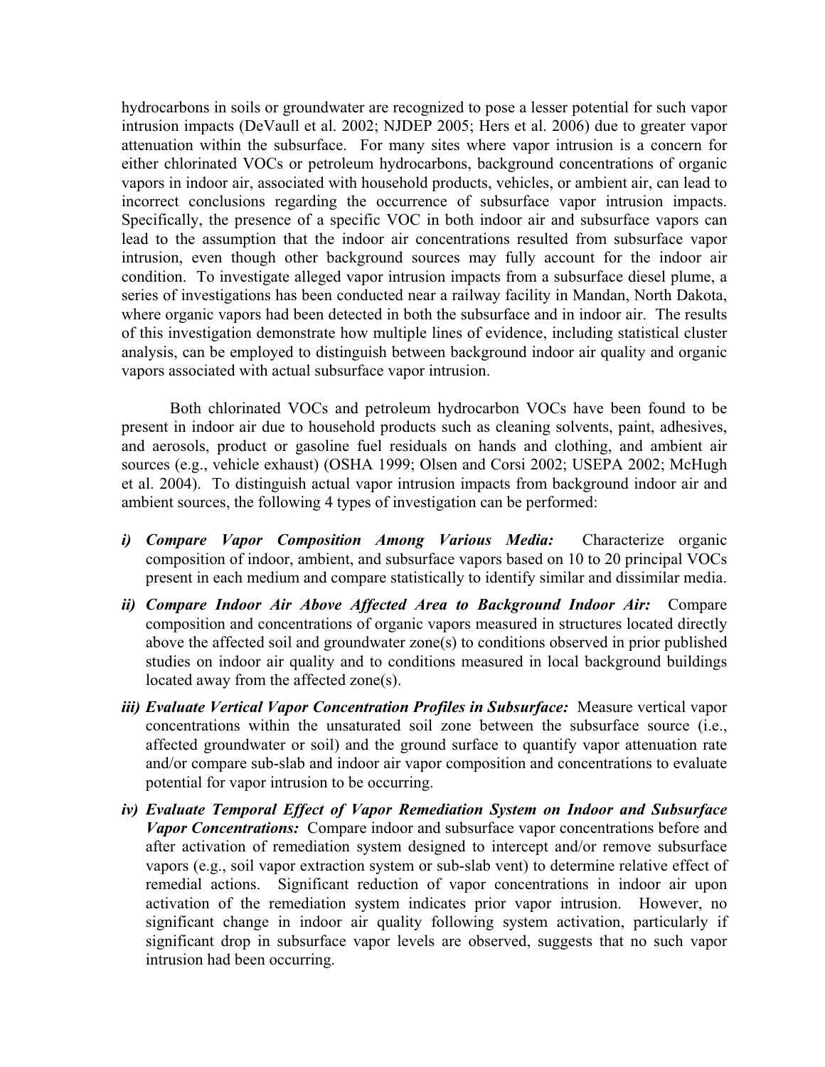hydrocarbons in soils or groundwater are recognized to pose a lesser potential for such vapor intrusion impacts (DeVaull et al. 2002; NJDEP 2005; Hers et al. 2006) due to greater vapor attenuation within the subsurface. For many sites where vapor intrusion is a concern for either chlorinated VOCs or petroleum hydrocarbons, background concentrations of organic vapors in indoor air, associated with household products, vehicles, or ambient air, can lead to incorrect conclusions regarding the occurrence of subsurface vapor intrusion impacts. Specifically, the presence of a specific VOC in both indoor air and subsurface vapors can lead to the assumption that the indoor air concentrations resulted from subsurface vapor intrusion, even though other background sources may fully account for the indoor air condition. To investigate alleged vapor intrusion impacts from a subsurface diesel plume, a series of investigations has been conducted near a railway facility in Mandan, North Dakota, where organic vapors had been detected in both the subsurface and in indoor air. The results of this investigation demonstrate how multiple lines of evidence, including statistical cluster analysis, can be employed to distinguish between background indoor air quality and organic vapors associated with actual subsurface vapor intrusion.

Both chlorinated VOCs and petroleum hydrocarbon VOCs have been found to be present in indoor air due to household products such as cleaning solvents, paint, adhesives, and aerosols, product or gasoline fuel residuals on hands and clothing, and ambient air sources (e.g., vehicle exhaust) (OSHA 1999; Olsen and Corsi 2002; USEPA 2002; McHugh et al. 2004). To distinguish actual vapor intrusion impacts from background indoor air and ambient sources, the following 4 types of investigation can be performed:

- ***i) Compare Vapor Composition Among Various Media:*** Characterize organic composition of indoor, ambient, and subsurface vapors based on 10 to 20 principal VOCs present in each medium and compare statistically to identify similar and dissimilar media.
- ***ii) Compare Indoor Air Above Affected Area to Background Indoor Air:*** Compare composition and concentrations of organic vapors measured in structures located directly above the affected soil and groundwater zone(s) to conditions observed in prior published studies on indoor air quality and to conditions measured in local background buildings located away from the affected zone(s).
- ***iii) Evaluate Vertical Vapor Concentration Profiles in Subsurface:*** Measure vertical vapor concentrations within the unsaturated soil zone between the subsurface source (i.e., affected groundwater or soil) and the ground surface to quantify vapor attenuation rate and/or compare sub-slab and indoor air vapor composition and concentrations to evaluate potential for vapor intrusion to be occurring.
- ***iv) Evaluate Temporal Effect of Vapor Remediation System on Indoor and Subsurface Vapor Concentrations:*** Compare indoor and subsurface vapor concentrations before and after activation of remediation system designed to intercept and/or remove subsurface vapors (e.g., soil vapor extraction system or sub-slab vent) to determine relative effect of remedial actions. Significant reduction of vapor concentrations in indoor air upon activation of the remediation system indicates prior vapor intrusion. However, no significant change in indoor air quality following system activation, particularly if significant drop in subsurface vapor levels are observed, suggests that no such vapor intrusion had been occurring.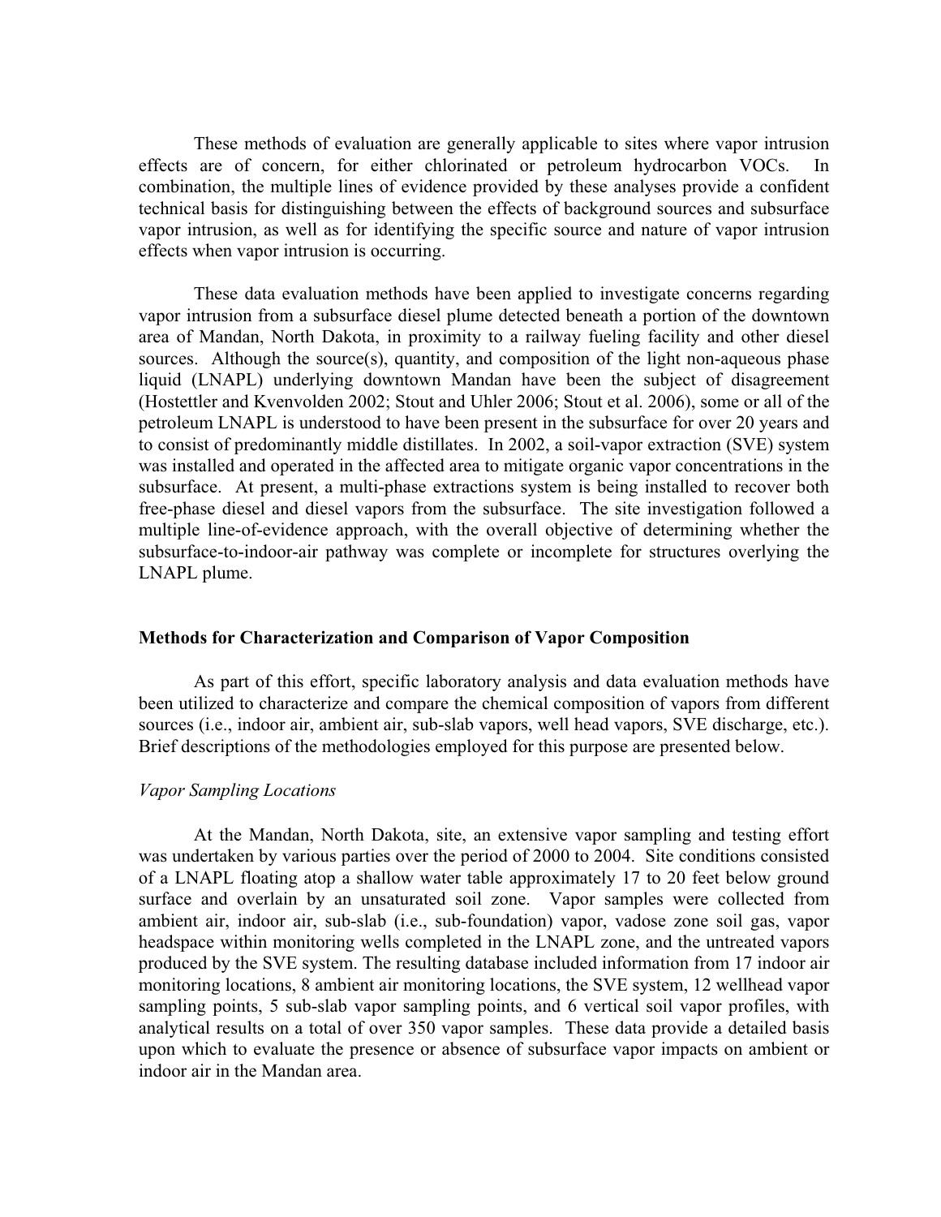These methods of evaluation are generally applicable to sites where vapor intrusion effects are of concern, for either chlorinated or petroleum hydrocarbon VOCs. In combination, the multiple lines of evidence provided by these analyses provide a confident technical basis for distinguishing between the effects of background sources and subsurface vapor intrusion, as well as for identifying the specific source and nature of vapor intrusion effects when vapor intrusion is occurring.

These data evaluation methods have been applied to investigate concerns regarding vapor intrusion from a subsurface diesel plume detected beneath a portion of the downtown area of Mandan, North Dakota, in proximity to a railway fueling facility and other diesel sources. Although the source(s), quantity, and composition of the light non-aqueous phase liquid (LNAPL) underlying downtown Mandan have been the subject of disagreement (Hostettler and Kvenvolden 2002; Stout and Uhler 2006; Stout et al. 2006), some or all of the petroleum LNAPL is understood to have been present in the subsurface for over 20 years and to consist of predominantly middle distillates. In 2002, a soil-vapor extraction (SVE) system was installed and operated in the affected area to mitigate organic vapor concentrations in the subsurface. At present, a multi-phase extractions system is being installed to recover both free-phase diesel and diesel vapors from the subsurface. The site investigation followed a multiple line-of-evidence approach, with the overall objective of determining whether the subsurface-to-indoor-air pathway was complete or incomplete for structures overlying the LNAPL plume.

## Methods for Characterization and Comparison of Vapor Composition

As part of this effort, specific laboratory analysis and data evaluation methods have been utilized to characterize and compare the chemical composition of vapors from different sources (i.e., indoor air, ambient air, sub-slab vapors, well head vapors, SVE discharge, etc.). Brief descriptions of the methodologies employed for this purpose are presented below.

### *Vapor Sampling Locations*

At the Mandan, North Dakota, site, an extensive vapor sampling and testing effort was undertaken by various parties over the period of 2000 to 2004. Site conditions consisted of a LNAPL floating atop a shallow water table approximately 17 to 20 feet below ground surface and overlain by an unsaturated soil zone. Vapor samples were collected from ambient air, indoor air, sub-slab (i.e., sub-foundation) vapor, vadose zone soil gas, vapor headspace within monitoring wells completed in the LNAPL zone, and the untreated vapors produced by the SVE system. The resulting database included information from 17 indoor air monitoring locations, 8 ambient air monitoring locations, the SVE system, 12 wellhead vapor sampling points, 5 sub-slab vapor sampling points, and 6 vertical soil vapor profiles, with analytical results on a total of over 350 vapor samples. These data provide a detailed basis upon which to evaluate the presence or absence of subsurface vapor impacts on ambient or indoor air in the Mandan area.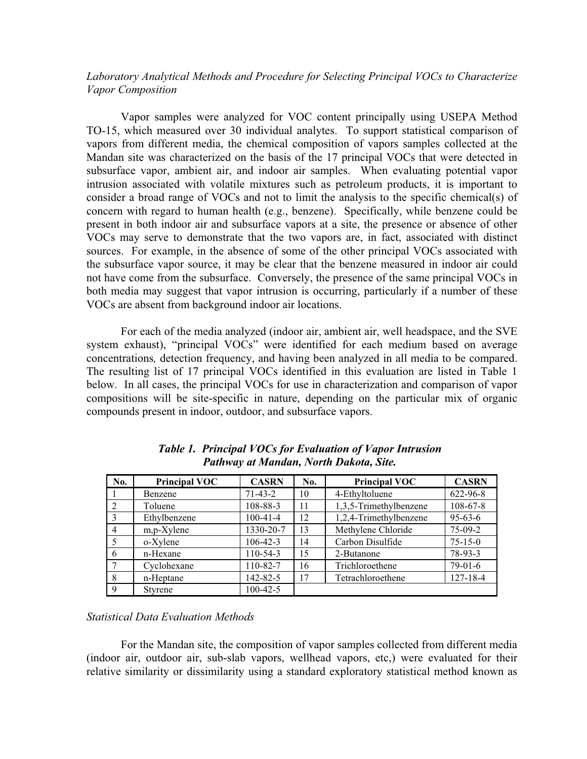*Laboratory Analytical Methods and Procedure for Selecting Principal VOCs to Characterize Vapor Composition*

Vapor samples were analyzed for VOC content principally using USEPA Method TO-15, which measured over 30 individual analytes. To support statistical comparison of vapors from different media, the chemical composition of vapors samples collected at the Mandan site was characterized on the basis of the 17 principal VOCs that were detected in subsurface vapor, ambient air, and indoor air samples. When evaluating potential vapor intrusion associated with volatile mixtures such as petroleum products, it is important to consider a broad range of VOCs and not to limit the analysis to the specific chemical(s) of concern with regard to human health (e.g., benzene). Specifically, while benzene could be present in both indoor air and subsurface vapors at a site, the presence or absence of other VOCs may serve to demonstrate that the two vapors are, in fact, associated with distinct sources. For example, in the absence of some of the other principal VOCs associated with the subsurface vapor source, it may be clear that the benzene measured in indoor air could not have come from the subsurface. Conversely, the presence of the same principal VOCs in both media may suggest that vapor intrusion is occurring, particularly if a number of these VOCs are absent from background indoor air locations.

For each of the media analyzed (indoor air, ambient air, well headspace, and the SVE system exhaust), "principal VOCs" were identified for each medium based on average concentrations*,* detection frequency, and having been analyzed in all media to be compared. The resulting list of 17 principal VOCs identified in this evaluation are listed in Table 1 below. In all cases, the principal VOCs for use in characterization and comparison of vapor compositions will be site-specific in nature, depending on the particular mix of organic compounds present in indoor, outdoor, and subsurface vapors.

***Table 1. Principal VOCs for Evaluation of Vapor Intrusion Pathway at Mandan, North Dakota, Site.***

| No. | Principal VOC | CASRN | No. | Principal VOC | CASRN |
|---|---|---|---|---|---|
| 1 | Benzene | 71-43-2 | 10 | 4-Ethyltoluene | 622-96-8 |
| 2 | Toluene | 108-88-3 | 11 | 1,3,5-Trimethylbenzene | 108-67-8 |
| 3 | Ethylbenzene | 100-41-4 | 12 | 1,2,4-Trimethylbenzene | 95-63-6 |
| 4 | m,p-Xylene | 1330-20-7 | 13 | Methylene Chloride | 75-09-2 |
| 5 | o-Xylene | 106-42-3 | 14 | Carbon Disulfide | 75-15-0 |
| 6 | n-Hexane | 110-54-3 | 15 | 2-Butanone | 78-93-3 |
| 7 | Cyclohexane | 110-82-7 | 16 | Trichloroethene | 79-01-6 |
| 8 | n-Heptane | 142-82-5 | 17 | Tetrachloroethene | 127-18-4 |
| 9 | Styrene | 100-42-5 | | | |

*Statistical Data Evaluation Methods*

For the Mandan site, the composition of vapor samples collected from different media (indoor air, outdoor air, sub-slab vapors, wellhead vapors, etc,) were evaluated for their relative similarity or dissimilarity using a standard exploratory statistical method known as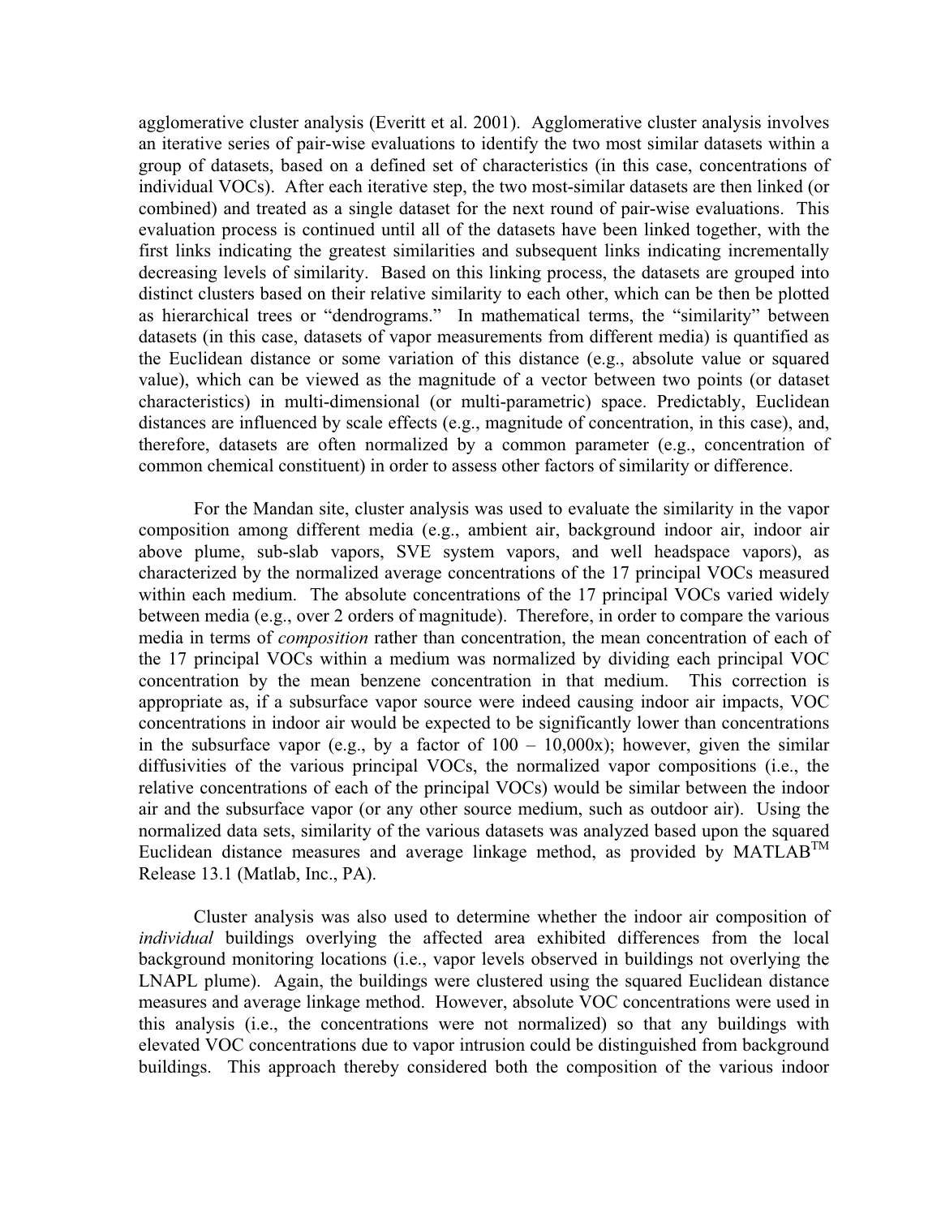agglomerative cluster analysis (Everitt et al. 2001). Agglomerative cluster analysis involves an iterative series of pair-wise evaluations to identify the two most similar datasets within a group of datasets, based on a defined set of characteristics (in this case, concentrations of individual VOCs). After each iterative step, the two most-similar datasets are then linked (or combined) and treated as a single dataset for the next round of pair-wise evaluations. This evaluation process is continued until all of the datasets have been linked together, with the first links indicating the greatest similarities and subsequent links indicating incrementally decreasing levels of similarity. Based on this linking process, the datasets are grouped into distinct clusters based on their relative similarity to each other, which can be then be plotted as hierarchical trees or "dendrograms." In mathematical terms, the "similarity" between datasets (in this case, datasets of vapor measurements from different media) is quantified as the Euclidean distance or some variation of this distance (e.g., absolute value or squared value), which can be viewed as the magnitude of a vector between two points (or dataset characteristics) in multi-dimensional (or multi-parametric) space. Predictably, Euclidean distances are influenced by scale effects (e.g., magnitude of concentration, in this case), and, therefore, datasets are often normalized by a common parameter (e.g., concentration of common chemical constituent) in order to assess other factors of similarity or difference.

For the Mandan site, cluster analysis was used to evaluate the similarity in the vapor composition among different media (e.g., ambient air, background indoor air, indoor air above plume, sub-slab vapors, SVE system vapors, and well headspace vapors), as characterized by the normalized average concentrations of the 17 principal VOCs measured within each medium. The absolute concentrations of the 17 principal VOCs varied widely between media (e.g., over 2 orders of magnitude). Therefore, in order to compare the various media in terms of *composition* rather than concentration, the mean concentration of each of the 17 principal VOCs within a medium was normalized by dividing each principal VOC concentration by the mean benzene concentration in that medium. This correction is appropriate as, if a subsurface vapor source were indeed causing indoor air impacts, VOC concentrations in indoor air would be expected to be significantly lower than concentrations in the subsurface vapor (e.g., by a factor of 100 – 10,000x); however, given the similar diffusivities of the various principal VOCs, the normalized vapor compositions (i.e., the relative concentrations of each of the principal VOCs) would be similar between the indoor air and the subsurface vapor (or any other source medium, such as outdoor air). Using the normalized data sets, similarity of the various datasets was analyzed based upon the squared Euclidean distance measures and average linkage method, as provided by MATLAB™ Release 13.1 (Matlab, Inc., PA).

Cluster analysis was also used to determine whether the indoor air composition of *individual* buildings overlying the affected area exhibited differences from the local background monitoring locations (i.e., vapor levels observed in buildings not overlying the LNAPL plume). Again, the buildings were clustered using the squared Euclidean distance measures and average linkage method. However, absolute VOC concentrations were used in this analysis (i.e., the concentrations were not normalized) so that any buildings with elevated VOC concentrations due to vapor intrusion could be distinguished from background buildings. This approach thereby considered both the composition of the various indoor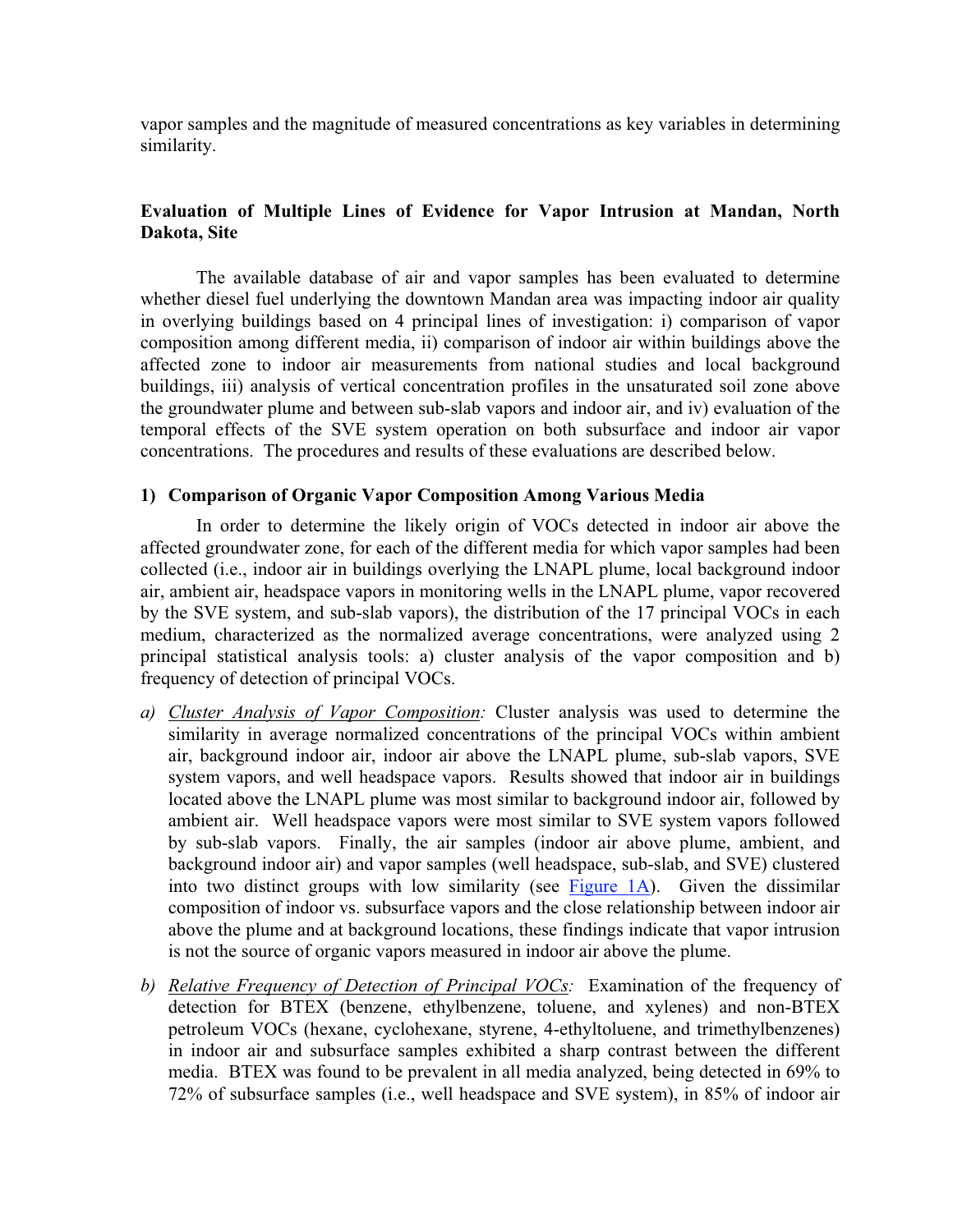vapor samples and the magnitude of measured concentrations as key variables in determining similarity.

## Evaluation of Multiple Lines of Evidence for Vapor Intrusion at Mandan, North Dakota, Site

The available database of air and vapor samples has been evaluated to determine whether diesel fuel underlying the downtown Mandan area was impacting indoor air quality in overlying buildings based on 4 principal lines of investigation: i) comparison of vapor composition among different media, ii) comparison of indoor air within buildings above the affected zone to indoor air measurements from national studies and local background buildings, iii) analysis of vertical concentration profiles in the unsaturated soil zone above the groundwater plume and between sub-slab vapors and indoor air, and iv) evaluation of the temporal effects of the SVE system operation on both subsurface and indoor air vapor concentrations. The procedures and results of these evaluations are described below.

### 1) Comparison of Organic Vapor Composition Among Various Media

In order to determine the likely origin of VOCs detected in indoor air above the affected groundwater zone, for each of the different media for which vapor samples had been collected (i.e., indoor air in buildings overlying the LNAPL plume, local background indoor air, ambient air, headspace vapors in monitoring wells in the LNAPL plume, vapor recovered by the SVE system, and sub-slab vapors), the distribution of the 17 principal VOCs in each medium, characterized as the normalized average concentrations, were analyzed using 2 principal statistical analysis tools: a) cluster analysis of the vapor composition and b) frequency of detection of principal VOCs.

a) *Cluster Analysis of Vapor Composition:* Cluster analysis was used to determine the similarity in average normalized concentrations of the principal VOCs within ambient air, background indoor air, indoor air above the LNAPL plume, sub-slab vapors, SVE system vapors, and well headspace vapors. Results showed that indoor air in buildings located above the LNAPL plume was most similar to background indoor air, followed by ambient air. Well headspace vapors were most similar to SVE system vapors followed by sub-slab vapors. Finally, the air samples (indoor air above plume, ambient, and background indoor air) and vapor samples (well headspace, sub-slab, and SVE) clustered into two distinct groups with low similarity (see Figure 1A). Given the dissimilar composition of indoor vs. subsurface vapors and the close relationship between indoor air above the plume and at background locations, these findings indicate that vapor intrusion is not the source of organic vapors measured in indoor air above the plume.

b) *Relative Frequency of Detection of Principal VOCs:* Examination of the frequency of detection for BTEX (benzene, ethylbenzene, toluene, and xylenes) and non-BTEX petroleum VOCs (hexane, cyclohexane, styrene, 4-ethyltoluene, and trimethylbenzenes) in indoor air and subsurface samples exhibited a sharp contrast between the different media. BTEX was found to be prevalent in all media analyzed, being detected in 69% to 72% of subsurface samples (i.e., well headspace and SVE system), in 85% of indoor air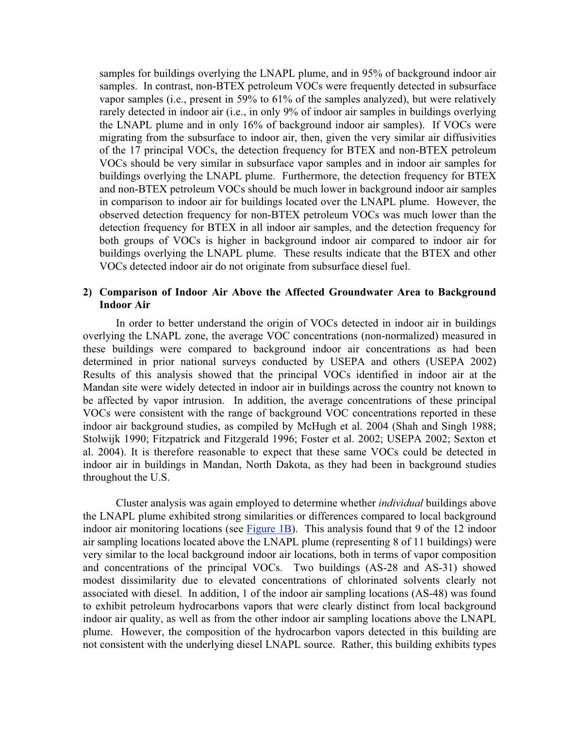samples for buildings overlying the LNAPL plume, and in 95% of background indoor air samples. In contrast, non-BTEX petroleum VOCs were frequently detected in subsurface vapor samples (i.e., present in 59% to 61% of the samples analyzed), but were relatively rarely detected in indoor air (i.e., in only 9% of indoor air samples in buildings overlying the LNAPL plume and in only 16% of background indoor air samples). If VOCs were migrating from the subsurface to indoor air, then, given the very similar air diffusivities of the 17 principal VOCs, the detection frequency for BTEX and non-BTEX petroleum VOCs should be very similar in subsurface vapor samples and in indoor air samples for buildings overlying the LNAPL plume. Furthermore, the detection frequency for BTEX and non-BTEX petroleum VOCs should be much lower in background indoor air samples in comparison to indoor air for buildings located over the LNAPL plume. However, the observed detection frequency for non-BTEX petroleum VOCs was much lower than the detection frequency for BTEX in all indoor air samples, and the detection frequency for both groups of VOCs is higher in background indoor air compared to indoor air for buildings overlying the LNAPL plume. These results indicate that the BTEX and other VOCs detected indoor air do not originate from subsurface diesel fuel.

**2) Comparison of Indoor Air Above the Affected Groundwater Area to Background Indoor Air**

In order to better understand the origin of VOCs detected in indoor air in buildings overlying the LNAPL zone, the average VOC concentrations (non-normalized) measured in these buildings were compared to background indoor air concentrations as had been determined in prior national surveys conducted by USEPA and others (USEPA 2002) Results of this analysis showed that the principal VOCs identified in indoor air at the Mandan site were widely detected in indoor air in buildings across the country not known to be affected by vapor intrusion. In addition, the average concentrations of these principal VOCs were consistent with the range of background VOC concentrations reported in these indoor air background studies, as compiled by McHugh et al. 2004 (Shah and Singh 1988; Stolwijk 1990; Fitzpatrick and Fitzgerald 1996; Foster et al. 2002; USEPA 2002; Sexton et al. 2004). It is therefore reasonable to expect that these same VOCs could be detected in indoor air in buildings in Mandan, North Dakota, as they had been in background studies throughout the U.S.

Cluster analysis was again employed to determine whether *individual* buildings above the LNAPL plume exhibited strong similarities or differences compared to local background indoor air monitoring locations (see Figure 1B). This analysis found that 9 of the 12 indoor air sampling locations located above the LNAPL plume (representing 8 of 11 buildings) were very similar to the local background indoor air locations, both in terms of vapor composition and concentrations of the principal VOCs. Two buildings (AS-28 and AS-31) showed modest dissimilarity due to elevated concentrations of chlorinated solvents clearly not associated with diesel. In addition, 1 of the indoor air sampling locations (AS-48) was found to exhibit petroleum hydrocarbons vapors that were clearly distinct from local background indoor air quality, as well as from the other indoor air sampling locations above the LNAPL plume. However, the composition of the hydrocarbon vapors detected in this building are not consistent with the underlying diesel LNAPL source. Rather, this building exhibits types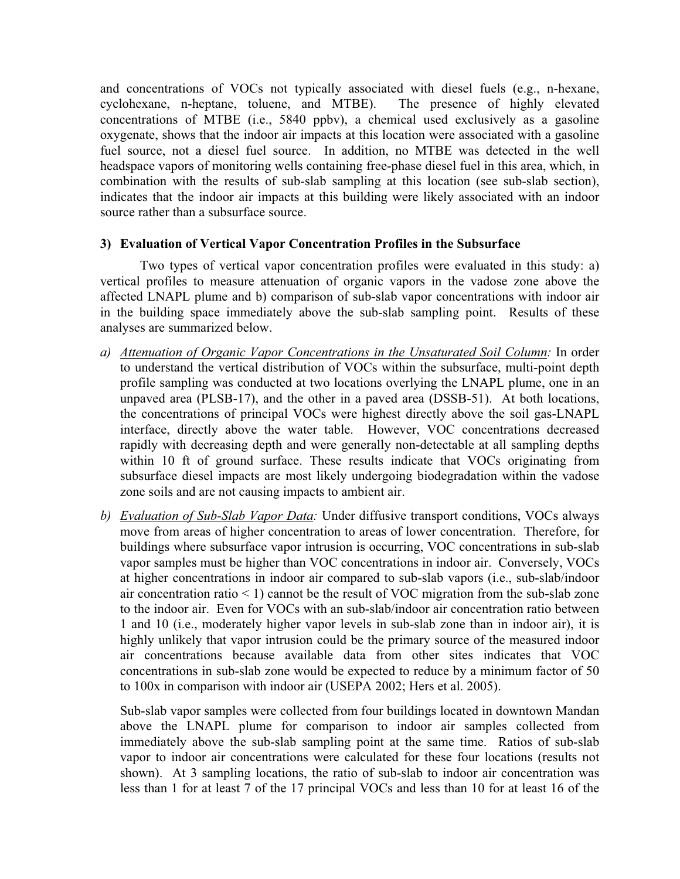and concentrations of VOCs not typically associated with diesel fuels (e.g., n-hexane, cyclohexane, n-heptane, toluene, and MTBE). The presence of highly elevated concentrations of MTBE (i.e., 5840 ppbv), a chemical used exclusively as a gasoline oxygenate, shows that the indoor air impacts at this location were associated with a gasoline fuel source, not a diesel fuel source. In addition, no MTBE was detected in the well headspace vapors of monitoring wells containing free-phase diesel fuel in this area, which, in combination with the results of sub-slab sampling at this location (see sub-slab section), indicates that the indoor air impacts at this building were likely associated with an indoor source rather than a subsurface source.

### 3) Evaluation of Vertical Vapor Concentration Profiles in the Subsurface

Two types of vertical vapor concentration profiles were evaluated in this study: a) vertical profiles to measure attenuation of organic vapors in the vadose zone above the affected LNAPL plume and b) comparison of sub-slab vapor concentrations with indoor air in the building space immediately above the sub-slab sampling point. Results of these analyses are summarized below.

a) *Attenuation of Organic Vapor Concentrations in the Unsaturated Soil Column:* In order to understand the vertical distribution of VOCs within the subsurface, multi-point depth profile sampling was conducted at two locations overlying the LNAPL plume, one in an unpaved area (PLSB-17), and the other in a paved area (DSSB-51). At both locations, the concentrations of principal VOCs were highest directly above the soil gas-LNAPL interface, directly above the water table. However, VOC concentrations decreased rapidly with decreasing depth and were generally non-detectable at all sampling depths within 10 ft of ground surface. These results indicate that VOCs originating from subsurface diesel impacts are most likely undergoing biodegradation within the vadose zone soils and are not causing impacts to ambient air.

b) *Evaluation of Sub-Slab Vapor Data:* Under diffusive transport conditions, VOCs always move from areas of higher concentration to areas of lower concentration. Therefore, for buildings where subsurface vapor intrusion is occurring, VOC concentrations in sub-slab vapor samples must be higher than VOC concentrations in indoor air. Conversely, VOCs at higher concentrations in indoor air compared to sub-slab vapors (i.e., sub-slab/indoor air concentration ratio $< 1$) cannot be the result of VOC migration from the sub-slab zone to the indoor air. Even for VOCs with an sub-slab/indoor air concentration ratio between 1 and 10 (i.e., moderately higher vapor levels in sub-slab zone than in indoor air), it is highly unlikely that vapor intrusion could be the primary source of the measured indoor air concentrations because available data from other sites indicates that VOC concentrations in sub-slab zone would be expected to reduce by a minimum factor of 50 to 100x in comparison with indoor air (USEPA 2002; Hers et al. 2005).

   Sub-slab vapor samples were collected from four buildings located in downtown Mandan above the LNAPL plume for comparison to indoor air samples collected from immediately above the sub-slab sampling point at the same time. Ratios of sub-slab vapor to indoor air concentrations were calculated for these four locations (results not shown). At 3 sampling locations, the ratio of sub-slab to indoor air concentration was less than 1 for at least 7 of the 17 principal VOCs and less than 10 for at least 16 of the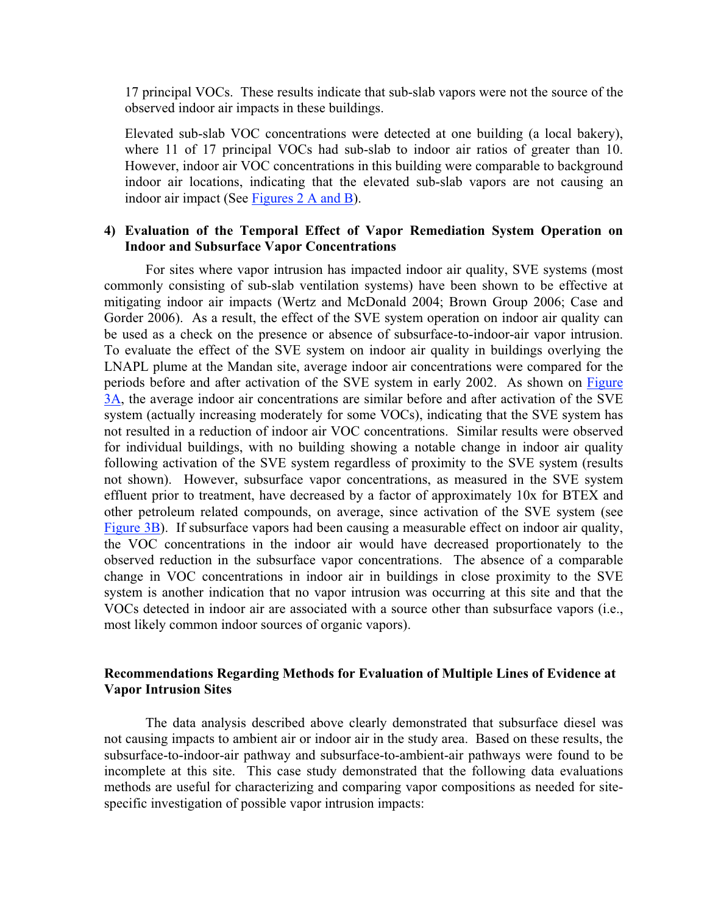17 principal VOCs. These results indicate that sub-slab vapors were not the source of the observed indoor air impacts in these buildings.

Elevated sub-slab VOC concentrations were detected at one building (a local bakery), where 11 of 17 principal VOCs had sub-slab to indoor air ratios of greater than 10. However, indoor air VOC concentrations in this building were comparable to background indoor air locations, indicating that the elevated sub-slab vapors are not causing an indoor air impact (See Figures 2 A and B).

### 4) Evaluation of the Temporal Effect of Vapor Remediation System Operation on Indoor and Subsurface Vapor Concentrations

For sites where vapor intrusion has impacted indoor air quality, SVE systems (most commonly consisting of sub-slab ventilation systems) have been shown to be effective at mitigating indoor air impacts (Wertz and McDonald 2004; Brown Group 2006; Case and Gorder 2006). As a result, the effect of the SVE system operation on indoor air quality can be used as a check on the presence or absence of subsurface-to-indoor-air vapor intrusion. To evaluate the effect of the SVE system on indoor air quality in buildings overlying the LNAPL plume at the Mandan site, average indoor air concentrations were compared for the periods before and after activation of the SVE system in early 2002. As shown on Figure 3A, the average indoor air concentrations are similar before and after activation of the SVE system (actually increasing moderately for some VOCs), indicating that the SVE system has not resulted in a reduction of indoor air VOC concentrations. Similar results were observed for individual buildings, with no building showing a notable change in indoor air quality following activation of the SVE system regardless of proximity to the SVE system (results not shown). However, subsurface vapor concentrations, as measured in the SVE system effluent prior to treatment, have decreased by a factor of approximately 10x for BTEX and other petroleum related compounds, on average, since activation of the SVE system (see Figure 3B). If subsurface vapors had been causing a measurable effect on indoor air quality, the VOC concentrations in the indoor air would have decreased proportionately to the observed reduction in the subsurface vapor concentrations. The absence of a comparable change in VOC concentrations in indoor air in buildings in close proximity to the SVE system is another indication that no vapor intrusion was occurring at this site and that the VOCs detected in indoor air are associated with a source other than subsurface vapors (i.e., most likely common indoor sources of organic vapors).

## Recommendations Regarding Methods for Evaluation of Multiple Lines of Evidence at Vapor Intrusion Sites

The data analysis described above clearly demonstrated that subsurface diesel was not causing impacts to ambient air or indoor air in the study area. Based on these results, the subsurface-to-indoor-air pathway and subsurface-to-ambient-air pathways were found to be incomplete at this site. This case study demonstrated that the following data evaluations methods are useful for characterizing and comparing vapor compositions as needed for site-specific investigation of possible vapor intrusion impacts: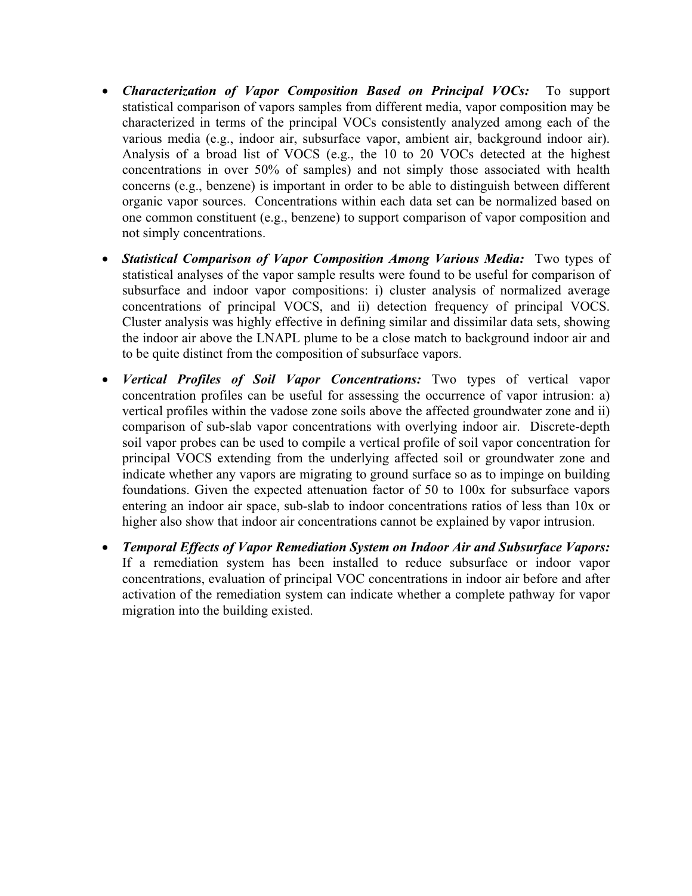- ***Characterization of Vapor Composition Based on Principal VOCs:*** To support statistical comparison of vapors samples from different media, vapor composition may be characterized in terms of the principal VOCs consistently analyzed among each of the various media (e.g., indoor air, subsurface vapor, ambient air, background indoor air). Analysis of a broad list of VOCS (e.g., the 10 to 20 VOCs detected at the highest concentrations in over 50% of samples) and not simply those associated with health concerns (e.g., benzene) is important in order to be able to distinguish between different organic vapor sources. Concentrations within each data set can be normalized based on one common constituent (e.g., benzene) to support comparison of vapor composition and not simply concentrations.

- ***Statistical Comparison of Vapor Composition Among Various Media:*** Two types of statistical analyses of the vapor sample results were found to be useful for comparison of subsurface and indoor vapor compositions: i) cluster analysis of normalized average concentrations of principal VOCS, and ii) detection frequency of principal VOCS. Cluster analysis was highly effective in defining similar and dissimilar data sets, showing the indoor air above the LNAPL plume to be a close match to background indoor air and to be quite distinct from the composition of subsurface vapors.

- ***Vertical Profiles of Soil Vapor Concentrations:*** Two types of vertical vapor concentration profiles can be useful for assessing the occurrence of vapor intrusion: a) vertical profiles within the vadose zone soils above the affected groundwater zone and ii) comparison of sub-slab vapor concentrations with overlying indoor air. Discrete-depth soil vapor probes can be used to compile a vertical profile of soil vapor concentration for principal VOCS extending from the underlying affected soil or groundwater zone and indicate whether any vapors are migrating to ground surface so as to impinge on building foundations. Given the expected attenuation factor of 50 to 100x for subsurface vapors entering an indoor air space, sub-slab to indoor concentrations ratios of less than 10x or higher also show that indoor air concentrations cannot be explained by vapor intrusion.

- ***Temporal Effects of Vapor Remediation System on Indoor Air and Subsurface Vapors:*** If a remediation system has been installed to reduce subsurface or indoor vapor concentrations, evaluation of principal VOC concentrations in indoor air before and after activation of the remediation system can indicate whether a complete pathway for vapor migration into the building existed.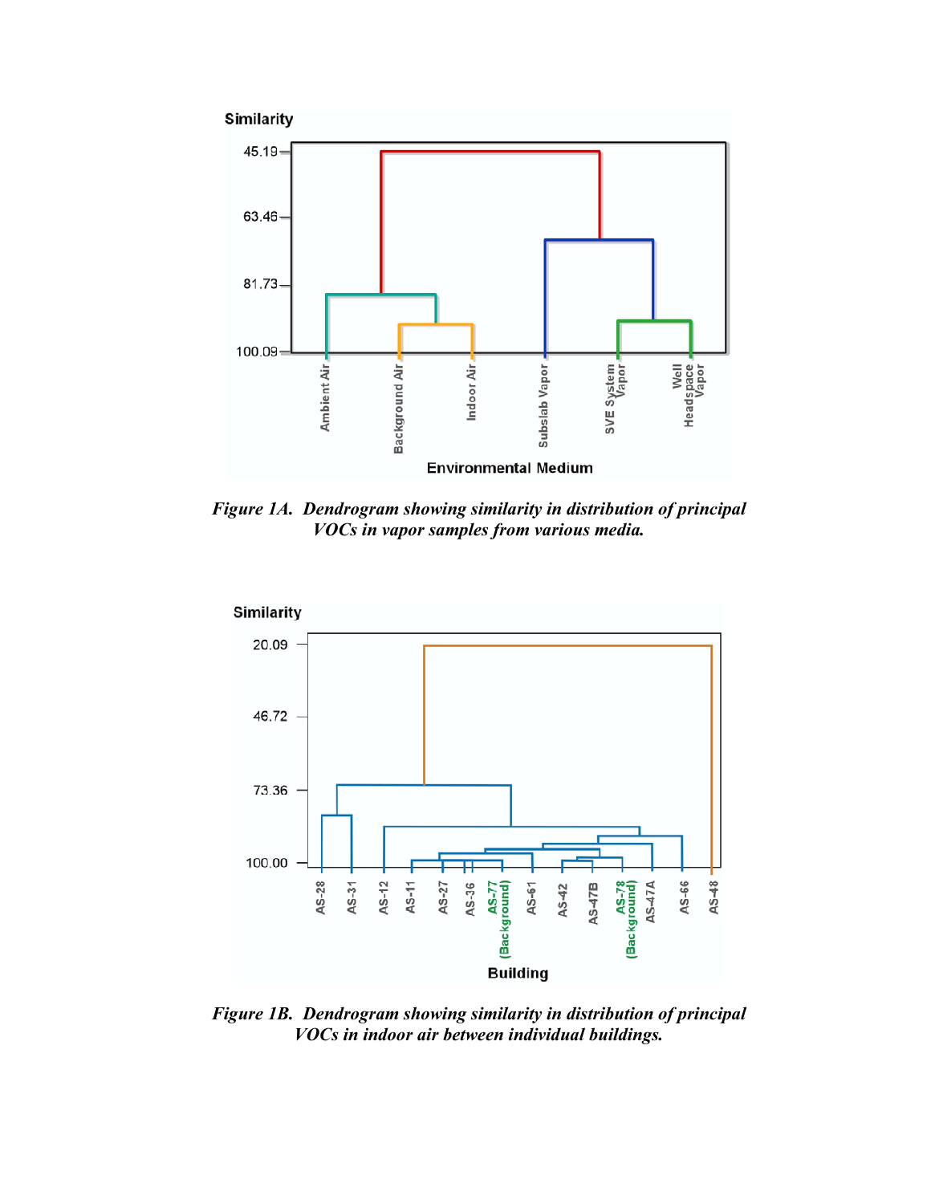*Figure 1A. Dendrogram showing similarity in distribution of principal VOCs in vapor samples from various media.*

*Figure 1B. Dendrogram showing similarity in distribution of principal VOCs in indoor air between individual buildings.*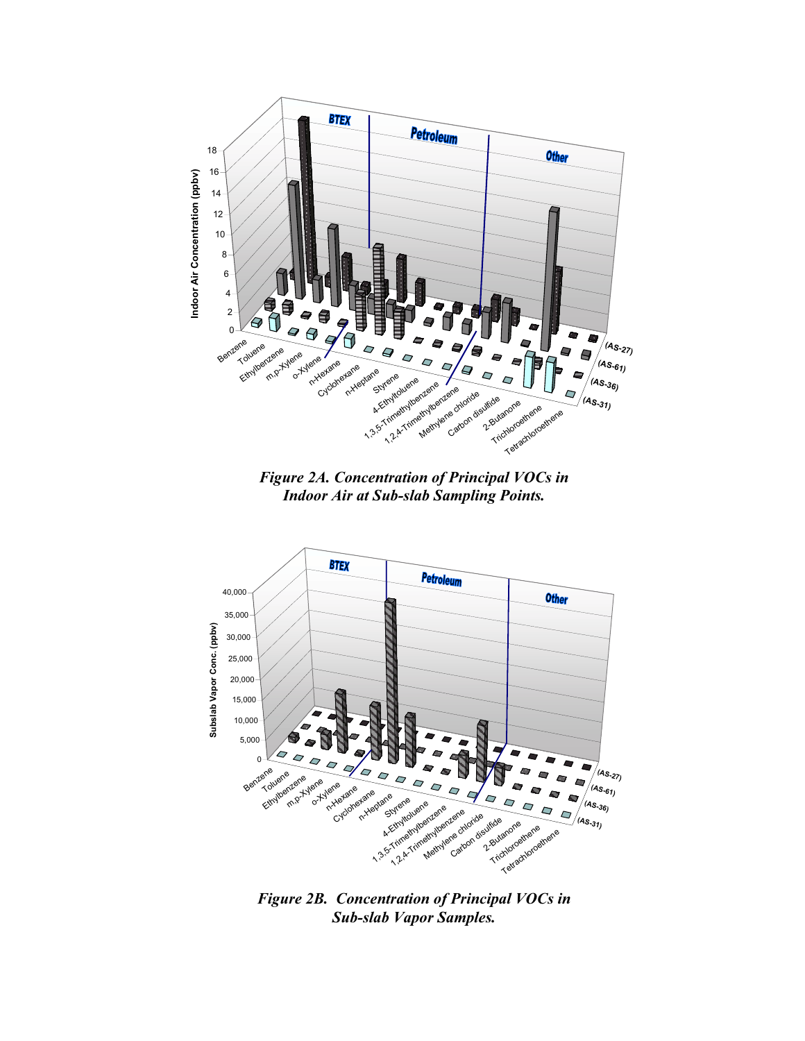*Figure 2A. Concentration of Principal VOCs in Indoor Air at Sub-slab Sampling Points.*

*Figure 2B. Concentration of Principal VOCs in Sub-slab Vapor Samples.*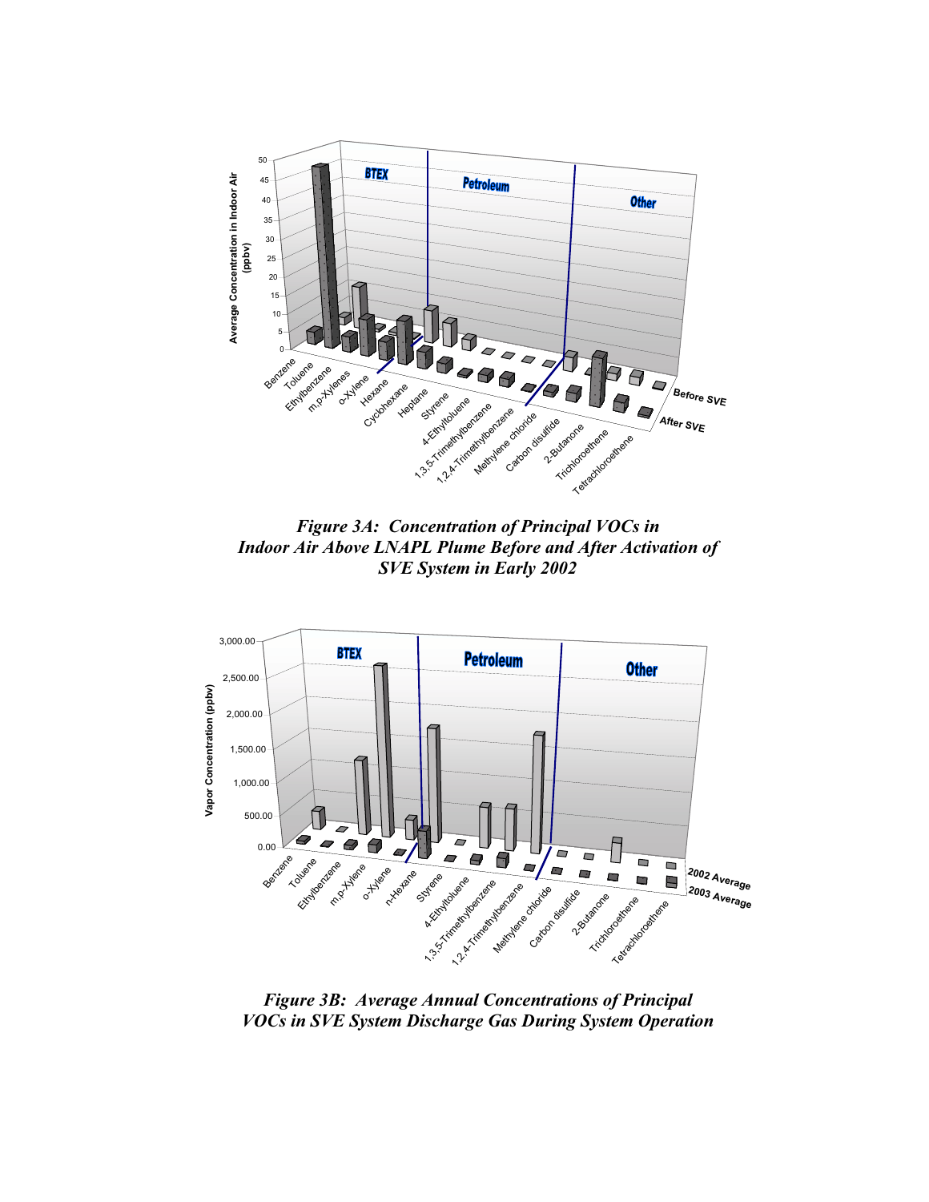*Figure 3A: Concentration of Principal VOCs in Indoor Air Above LNAPL Plume Before and After Activation of SVE System in Early 2002*

*Figure 3B: Average Annual Concentrations of Principal VOCs in SVE System Discharge Gas During System Operation*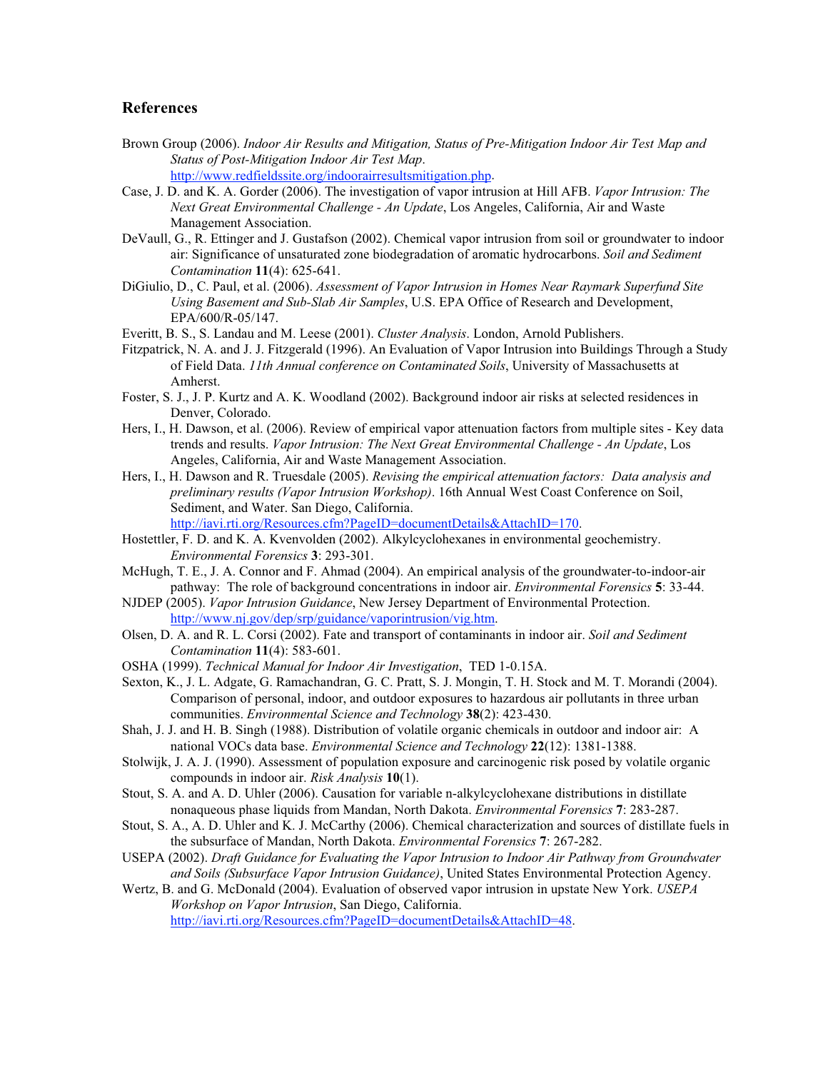## References

Brown Group (2006). *Indoor Air Results and Mitigation, Status of Pre-Mitigation Indoor Air Test Map and Status of Post-Mitigation Indoor Air Test Map*. http://www.redfieldssite.org/indoorairresultsmitigation.php.

Case, J. D. and K. A. Gorder (2006). The investigation of vapor intrusion at Hill AFB. *Vapor Intrusion: The Next Great Environmental Challenge - An Update*, Los Angeles, California, Air and Waste Management Association.

DeVaull, G., R. Ettinger and J. Gustafson (2002). Chemical vapor intrusion from soil or groundwater to indoor air: Significance of unsaturated zone biodegradation of aromatic hydrocarbons. *Soil and Sediment Contamination* **11**(4): 625-641.

DiGiulio, D., C. Paul, et al. (2006). *Assessment of Vapor Intrusion in Homes Near Raymark Superfund Site Using Basement and Sub-Slab Air Samples*, U.S. EPA Office of Research and Development, EPA/600/R-05/147.

Everitt, B. S., S. Landau and M. Leese (2001). *Cluster Analysis*. London, Arnold Publishers.

Fitzpatrick, N. A. and J. J. Fitzgerald (1996). An Evaluation of Vapor Intrusion into Buildings Through a Study of Field Data. *11th Annual conference on Contaminated Soils*, University of Massachusetts at Amherst.

Foster, S. J., J. P. Kurtz and A. K. Woodland (2002). Background indoor air risks at selected residences in Denver, Colorado.

Hers, I., H. Dawson, et al. (2006). Review of empirical vapor attenuation factors from multiple sites - Key data trends and results. *Vapor Intrusion: The Next Great Environmental Challenge - An Update*, Los Angeles, California, Air and Waste Management Association.

Hers, I., H. Dawson and R. Truesdale (2005). *Revising the empirical attenuation factors: Data analysis and preliminary results (Vapor Intrusion Workshop)*. 16th Annual West Coast Conference on Soil, Sediment, and Water. San Diego, California. http://iavi.rti.org/Resources.cfm?PageID=documentDetails&AttachID=170.

Hostettler, F. D. and K. A. Kvenvolden (2002). Alkylcyclohexanes in environmental geochemistry. *Environmental Forensics* **3**: 293-301.

McHugh, T. E., J. A. Connor and F. Ahmad (2004). An empirical analysis of the groundwater-to-indoor-air pathway: The role of background concentrations in indoor air. *Environmental Forensics* **5**: 33-44.

NJDEP (2005). *Vapor Intrusion Guidance*, New Jersey Department of Environmental Protection. http://www.nj.gov/dep/srp/guidance/vaporintrusion/vig.htm.

Olsen, D. A. and R. L. Corsi (2002). Fate and transport of contaminants in indoor air. *Soil and Sediment Contamination* **11**(4): 583-601.

OSHA (1999). *Technical Manual for Indoor Air Investigation*, TED 1-0.15A.

Sexton, K., J. L. Adgate, G. Ramachandran, G. C. Pratt, S. J. Mongin, T. H. Stock and M. T. Morandi (2004). Comparison of personal, indoor, and outdoor exposures to hazardous air pollutants in three urban communities. *Environmental Science and Technology* **38**(2): 423-430.

Shah, J. J. and H. B. Singh (1988). Distribution of volatile organic chemicals in outdoor and indoor air: A national VOCs data base. *Environmental Science and Technology* **22**(12): 1381-1388.

Stolwijk, J. A. J. (1990). Assessment of population exposure and carcinogenic risk posed by volatile organic compounds in indoor air. *Risk Analysis* **10**(1).

Stout, S. A. and A. D. Uhler (2006). Causation for variable n-alkylcyclohexane distributions in distillate nonaqueous phase liquids from Mandan, North Dakota. *Environmental Forensics* **7**: 283-287.

Stout, S. A., A. D. Uhler and K. J. McCarthy (2006). Chemical characterization and sources of distillate fuels in the subsurface of Mandan, North Dakota. *Environmental Forensics* **7**: 267-282.

USEPA (2002). *Draft Guidance for Evaluating the Vapor Intrusion to Indoor Air Pathway from Groundwater and Soils (Subsurface Vapor Intrusion Guidance)*, United States Environmental Protection Agency.

Wertz, B. and G. McDonald (2004). Evaluation of observed vapor intrusion in upstate New York. *USEPA Workshop on Vapor Intrusion*, San Diego, California. http://iavi.rti.org/Resources.cfm?PageID=documentDetails&AttachID=48.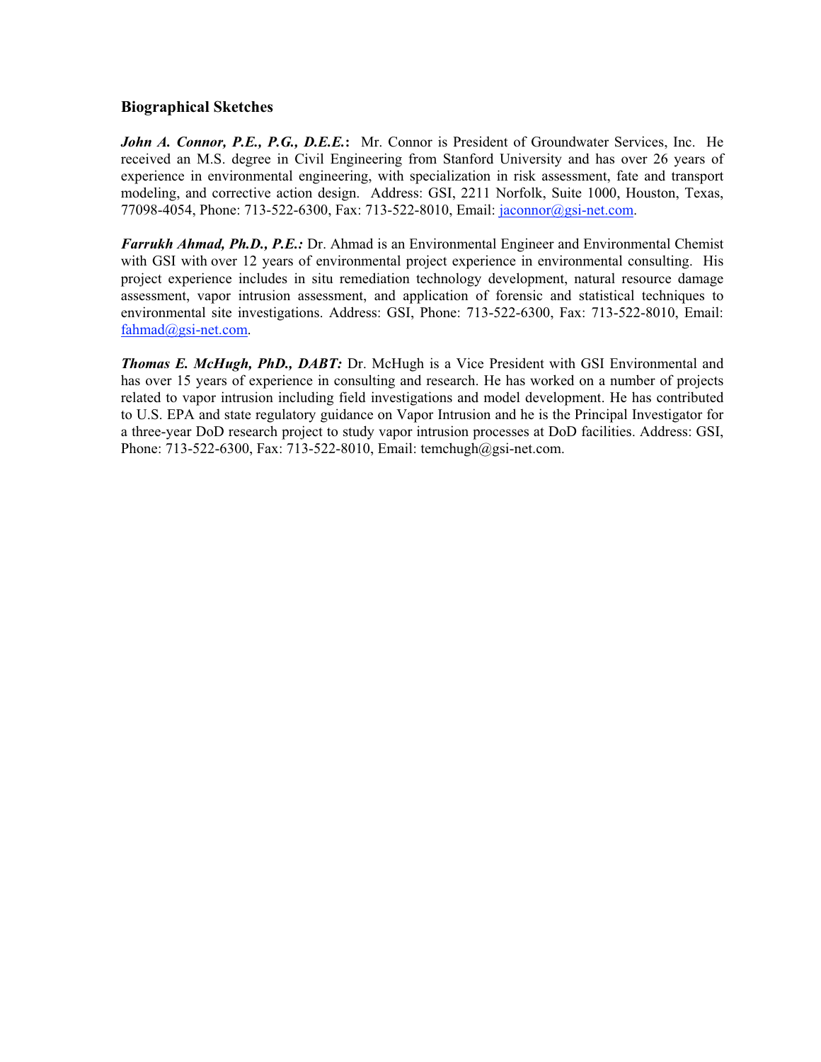## Biographical Sketches

***John A. Connor, P.E., P.G., D.E.E.*****:** Mr. Connor is President of Groundwater Services, Inc. He received an M.S. degree in Civil Engineering from Stanford University and has over 26 years of experience in environmental engineering, with specialization in risk assessment, fate and transport modeling, and corrective action design. Address: GSI, 2211 Norfolk, Suite 1000, Houston, Texas, 77098-4054, Phone: 713-522-6300, Fax: 713-522-8010, Email: jaconnor@gsi-net.com.

***Farrukh Ahmad, Ph.D., P.E.:*** Dr. Ahmad is an Environmental Engineer and Environmental Chemist with GSI with over 12 years of environmental project experience in environmental consulting. His project experience includes in situ remediation technology development, natural resource damage assessment, vapor intrusion assessment, and application of forensic and statistical techniques to environmental site investigations. Address: GSI, Phone: 713-522-6300, Fax: 713-522-8010, Email: fahmad@gsi-net.com.

***Thomas E. McHugh, PhD., DABT:*** Dr. McHugh is a Vice President with GSI Environmental and has over 15 years of experience in consulting and research. He has worked on a number of projects related to vapor intrusion including field investigations and model development. He has contributed to U.S. EPA and state regulatory guidance on Vapor Intrusion and he is the Principal Investigator for a three-year DoD research project to study vapor intrusion processes at DoD facilities. Address: GSI, Phone: 713-522-6300, Fax: 713-522-8010, Email: temchugh@gsi-net.com.